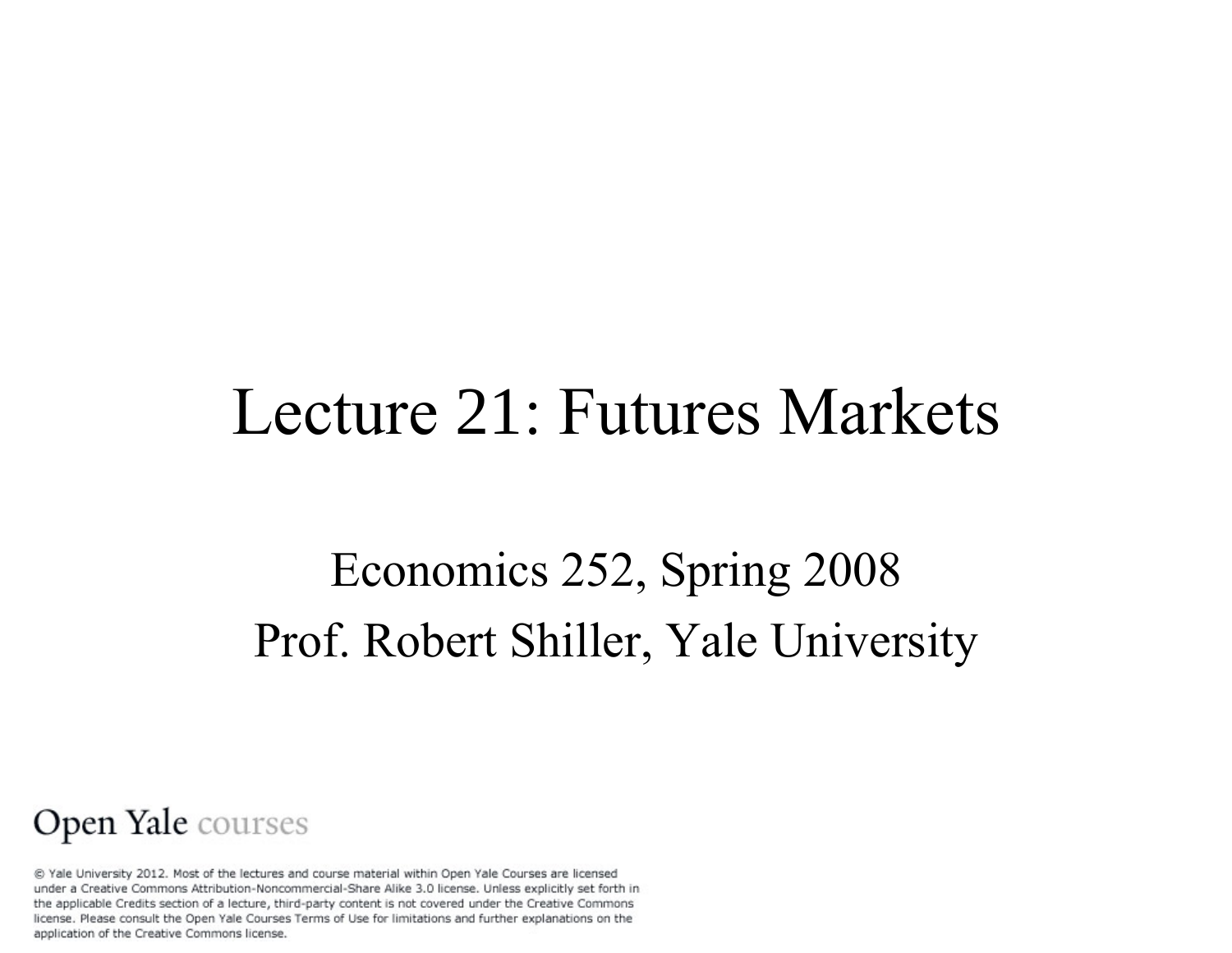# Lecture 21: Futures Markets

Economics 252, Spring 2008

Prof. Robert Shiller, Yale University

Open Yale courses

© Yale University 2012. Most of the lectures and course material within Open Yale Courses are licensed under a Creative Commons Attribution-Noncommercial-Share Alike 3.0 license. Unless explicitly set forth in the applicable Credits section of a lecture, third-party content is not covered under the Creative Commons license. Please consult the Open Yale Courses Terms of Use for limitations and further explanations on the application of the Creative Commons license.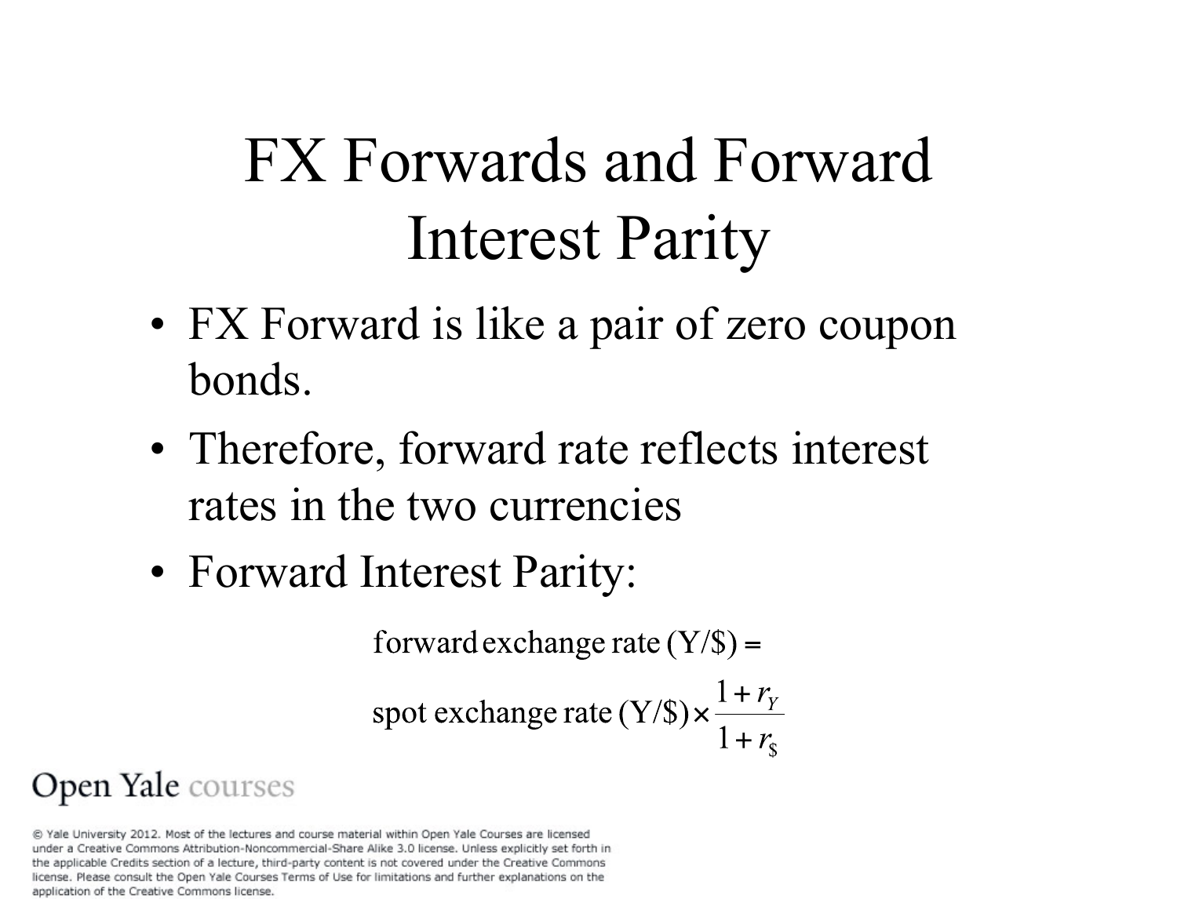# FX Forwards and Forward Interest Parity

- FX Forward is like a pair of zero coupon bonds.
- Therefore, forward rate reflects interest rates in the two currencies
- Forward Interest Parity:

$$\text{forward exchange rate (Y/\$)} = \text{spot exchange rate (Y/\$)} \times \frac{1 + r_Y}{1 + r_\$}$$

Open Yale courses

© Yale University 2012. Most of the lectures and course material within Open Yale Courses are licensed under a Creative Commons Attribution-Noncommercial-Share Alike 3.0 license. Unless explicitly set forth in the applicable Credits section of a lecture, third-party content is not covered under the Creative Commons license. Please consult the Open Yale Courses Terms of Use for limitations and further explanations on the application of the Creative Commons license.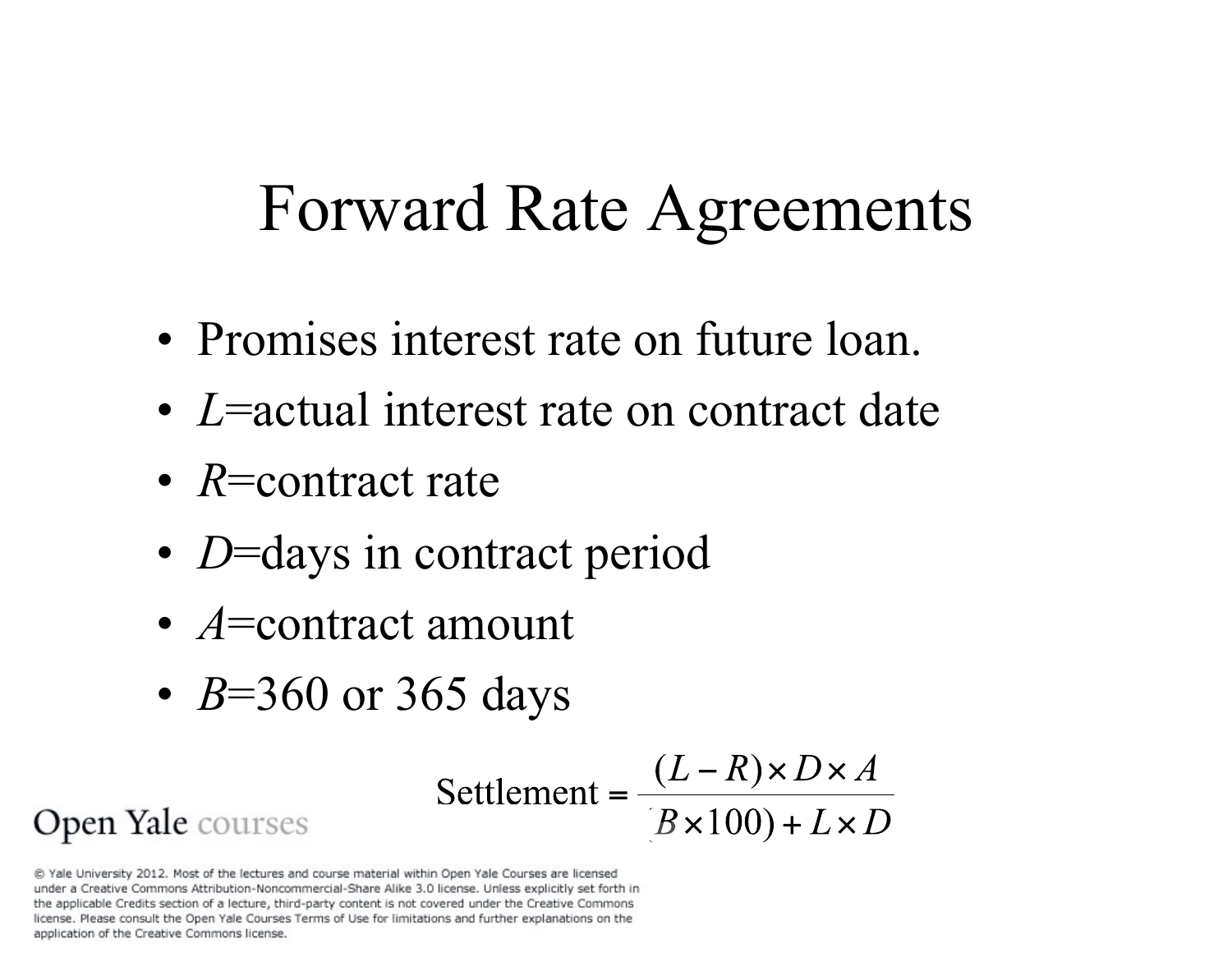# Forward Rate Agreements

- Promises interest rate on future loan.
- $L$=actual interest rate on contract date
- $R$=contract rate
- $D$=days in contract period
- $A$=contract amount
- $B$=360 or 365 days

$$\text{Settlement} = \frac{(L-R)\times D\times A}{(B\times 100)+L\times D}$$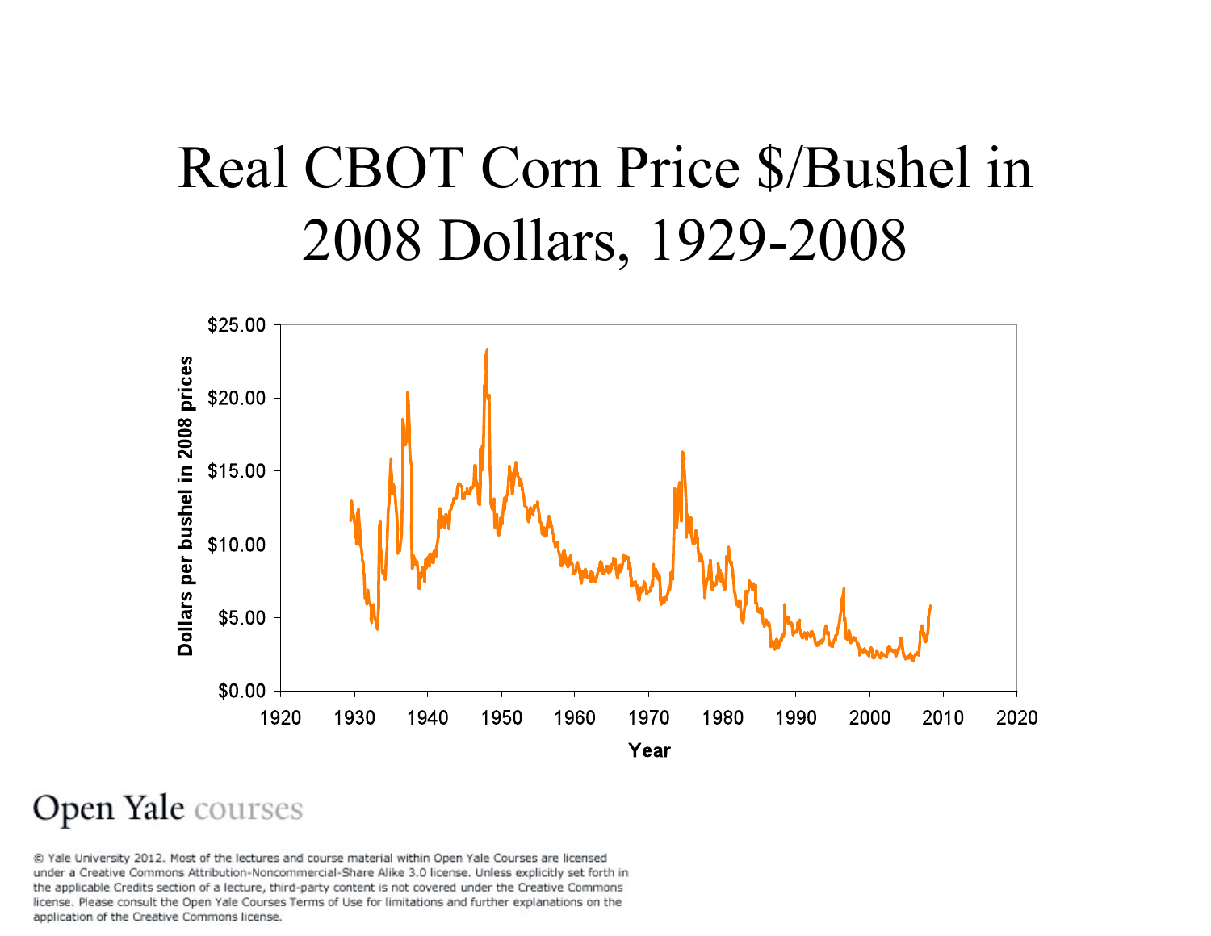# Real CBOT Corn Price $/Bushel in 2008 Dollars, 1929-2008

$25.00
$20.00
$15.00
$10.00
$5.00
$0.00

Dollars per bushel in 2008 prices

1920 1930 1940 1950 1960 1970 1980 1990 2000 2010 2020

Year

Open Yale courses

© Yale University 2012. Most of the lectures and course material within Open Yale Courses are licensed under a Creative Commons Attribution-Noncommercial-Share Alike 3.0 license. Unless explicitly set forth in the applicable Credits section of a lecture, third-party content is not covered under the Creative Commons license. Please consult the Open Yale Courses Terms of Use for limitations and further explanations on the application of the Creative Commons license.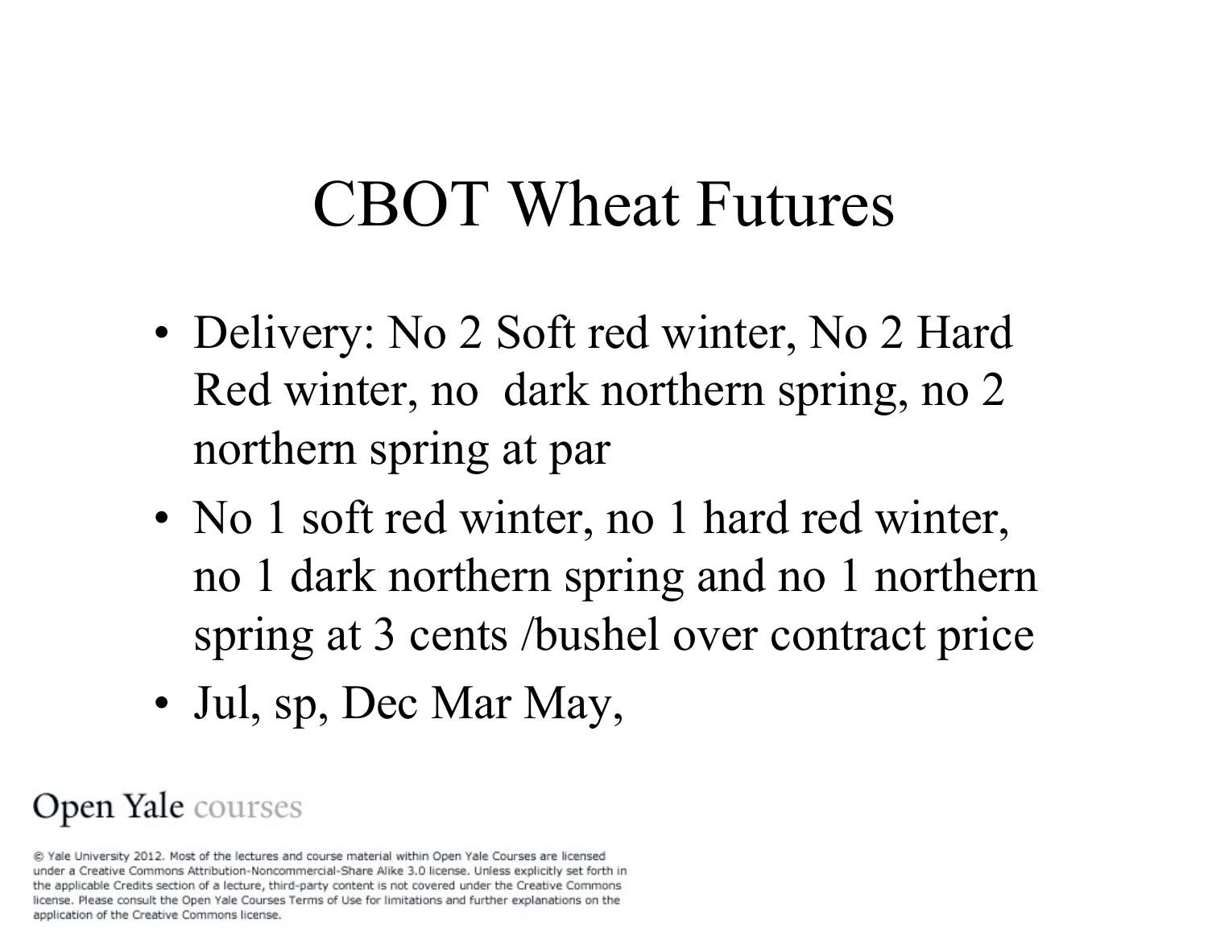# CBOT Wheat Futures

- Delivery: No 2 Soft red winter, No 2 Hard Red winter, no  dark northern spring, no 2 northern spring at par
- No 1 soft red winter, no 1 hard red winter, no 1 dark northern spring and no 1 northern spring at 3 cents /bushel over contract price
- Jul, sp, Dec Mar May,

Open Yale courses

© Yale University 2012. Most of the lectures and course material within Open Yale Courses are licensed under a Creative Commons Attribution-Noncommercial-Share Alike 3.0 license. Unless explicitly set forth in the applicable Credits section of a lecture, third-party content is not covered under the Creative Commons license. Please consult the Open Yale Courses Terms of Use for limitations and further explanations on the application of the Creative Commons license.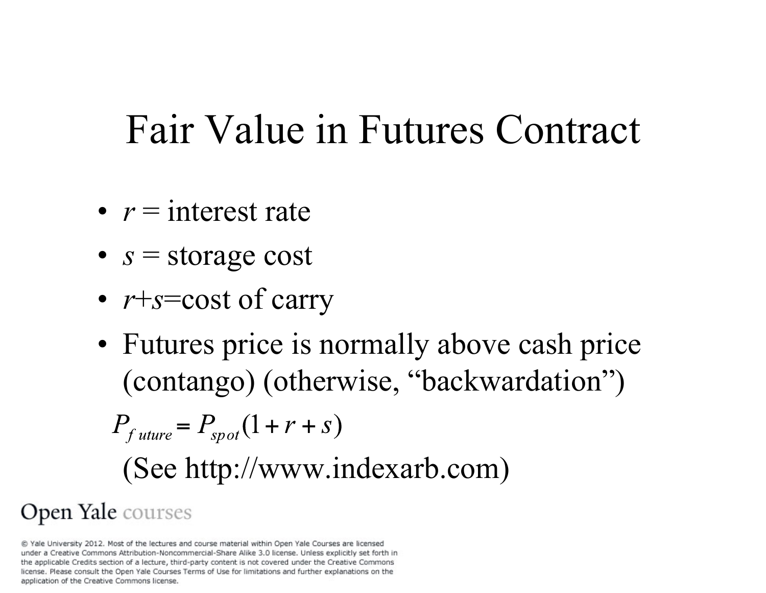# Fair Value in Futures Contract

- $r$ = interest rate
- $s$ = storage cost
- $r+s$=cost of carry
- Futures price is normally above cash price (contango) (otherwise, “backwardation”)

$$P_{future} = P_{spot}(1 + r + s)$$

(See http://www.indexarb.com)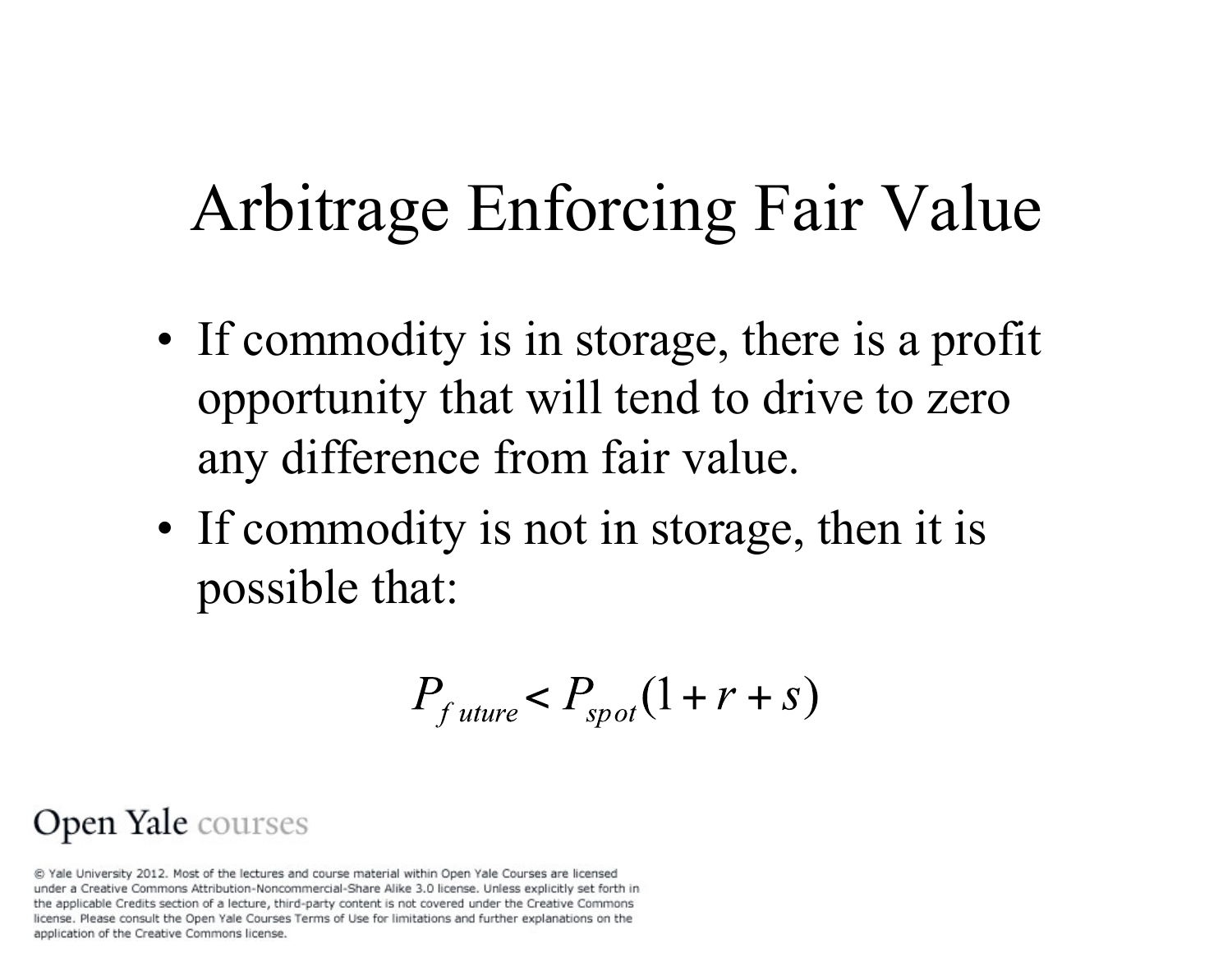# Arbitrage Enforcing Fair Value

- If commodity is in storage, there is a profit opportunity that will tend to drive to zero any difference from fair value.
- If commodity is not in storage, then it is possible that:

$$P_{future} < P_{spot}(1 + r + s)$$

Open Yale courses

© Yale University 2012. Most of the lectures and course material within Open Yale Courses are licensed under a Creative Commons Attribution-Noncommercial-Share Alike 3.0 license. Unless explicitly set forth in the applicable Credits section of a lecture, third-party content is not covered under the Creative Commons license. Please consult the Open Yale Courses Terms of Use for limitations and further explanations on the application of the Creative Commons license.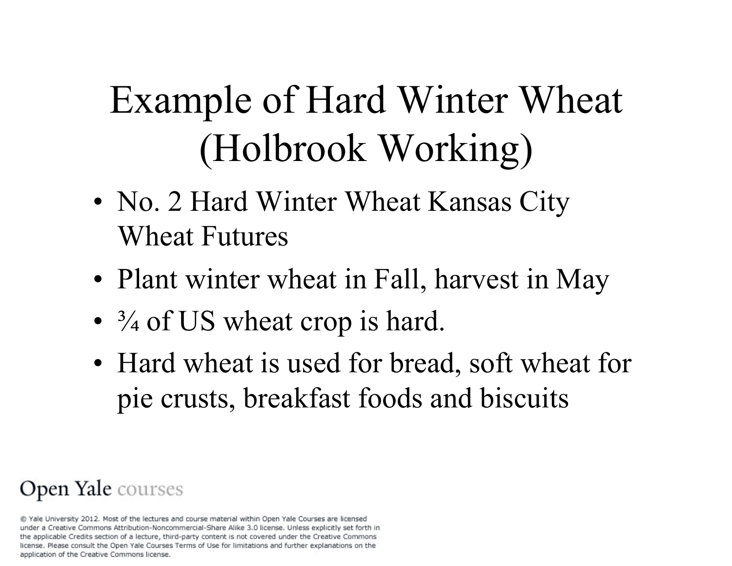# Example of Hard Winter Wheat (Holbrook Working)

- No. 2 Hard Winter Wheat Kansas City Wheat Futures
- Plant winter wheat in Fall, harvest in May
- ¾ of US wheat crop is hard.
- Hard wheat is used for bread, soft wheat for pie crusts, breakfast foods and biscuits

Open Yale courses

© Yale University 2012. Most of the lectures and course material within Open Yale Courses are licensed under a Creative Commons Attribution-Noncommercial-Share Alike 3.0 license. Unless explicitly set forth in the applicable Credits section of a lecture, third-party content is not covered under the Creative Commons license. Please consult the Open Yale Courses Terms of Use for limitations and further explanations on the application of the Creative Commons license.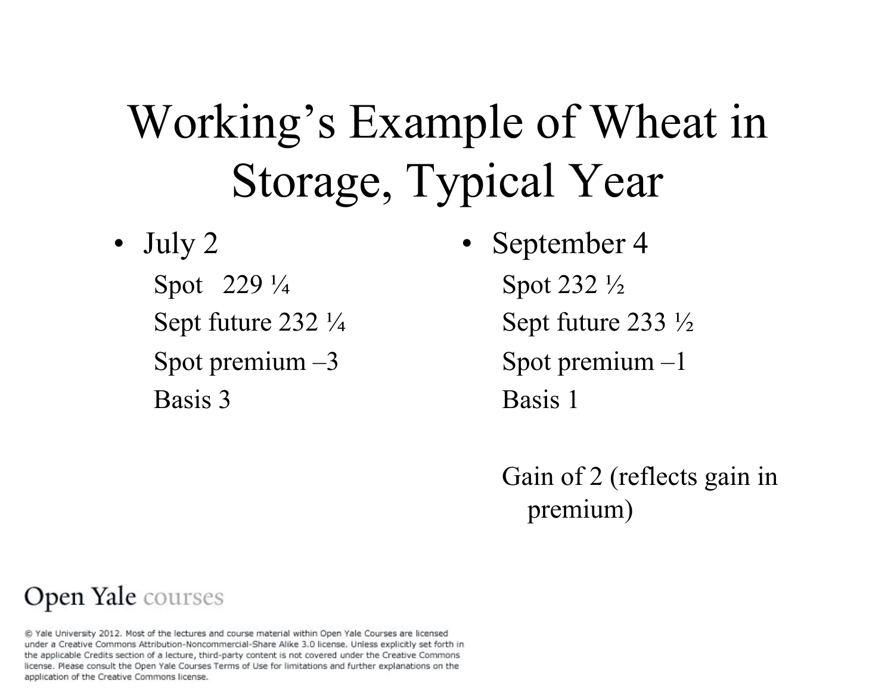# Working's Example of Wheat in Storage, Typical Year

- July 2
  - Spot 229 ¼
  - Sept future 232 ¼
  - Spot premium –3
  - Basis 3

- September 4
  - Spot 232 ½
  - Sept future 233 ½
  - Spot premium –1
  - Basis 1

  Gain of 2 (reflects gain in premium)

Open Yale courses

© Yale University 2012. Most of the lectures and course material within Open Yale Courses are licensed under a Creative Commons Attribution-Noncommercial-Share Alike 3.0 license. Unless explicitly set forth in the applicable Credits section of a lecture, third-party content is not covered under the Creative Commons license. Please consult the Open Yale Courses Terms of Use for limitations and further explanations on the application of the Creative Commons license.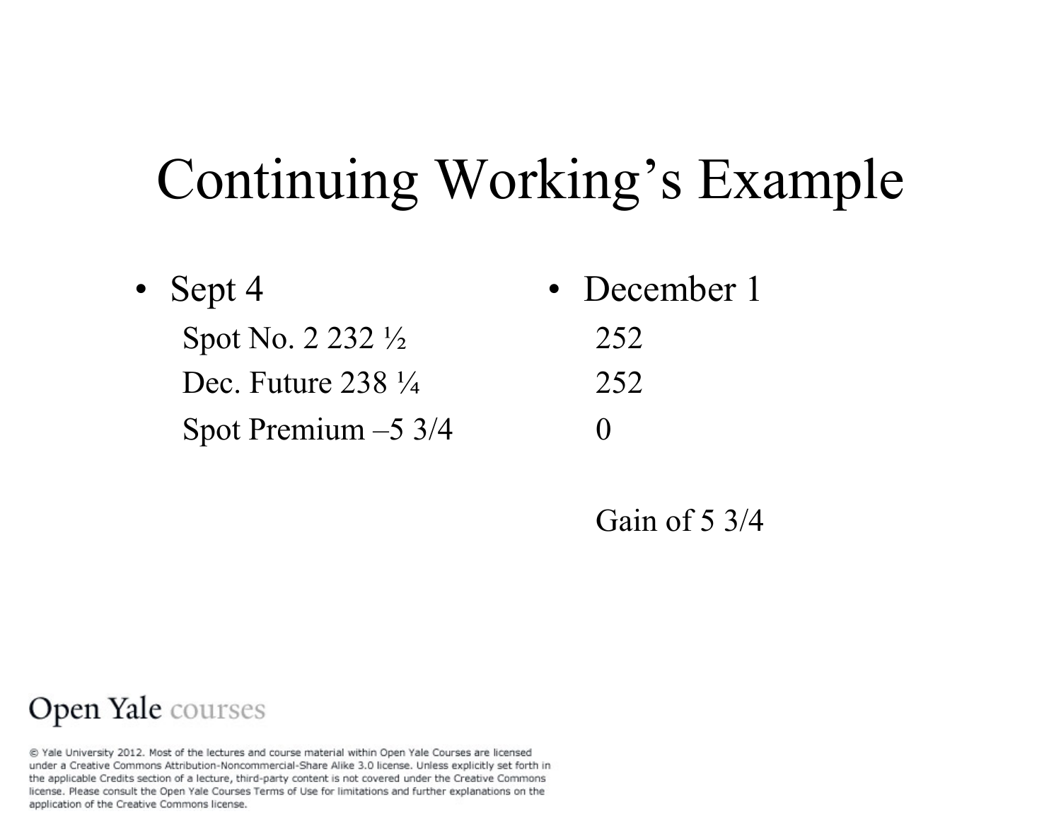# Continuing Working's Example

- Sept 4

  Spot No. 2 232 ½

  Dec. Future 238 ¼

  Spot Premium –5 3/4

- December 1

  252

  252

  0

  Gain of 5 3/4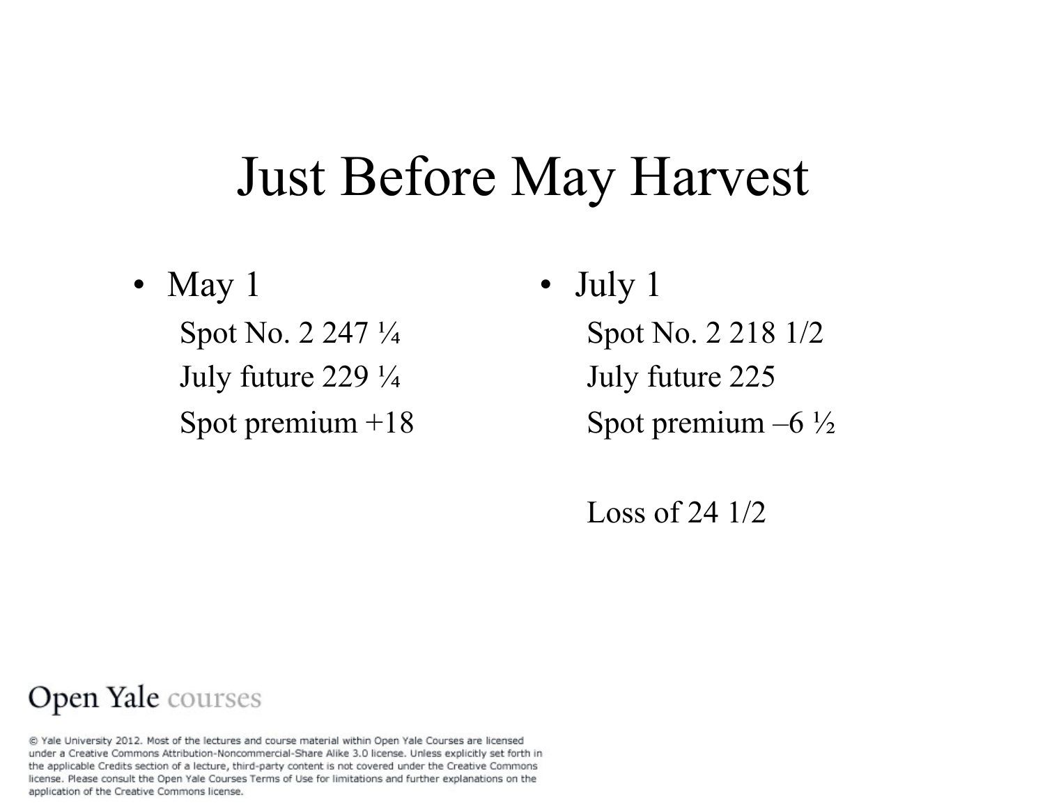# Just Before May Harvest

- May 1
  - Spot No. 2 247 ¼
  - July future 229 ¼
  - Spot premium +18
- July 1
  - Spot No. 2 218 1/2
  - July future 225
  - Spot premium –6 ½

  Loss of 24 1/2

Open Yale courses

© Yale University 2012. Most of the lectures and course material within Open Yale Courses are licensed under a Creative Commons Attribution-Noncommercial-Share Alike 3.0 license. Unless explicitly set forth in the applicable Credits section of a lecture, third-party content is not covered under the Creative Commons license. Please consult the Open Yale Courses Terms of Use for limitations and further explanations on the application of the Creative Commons license.